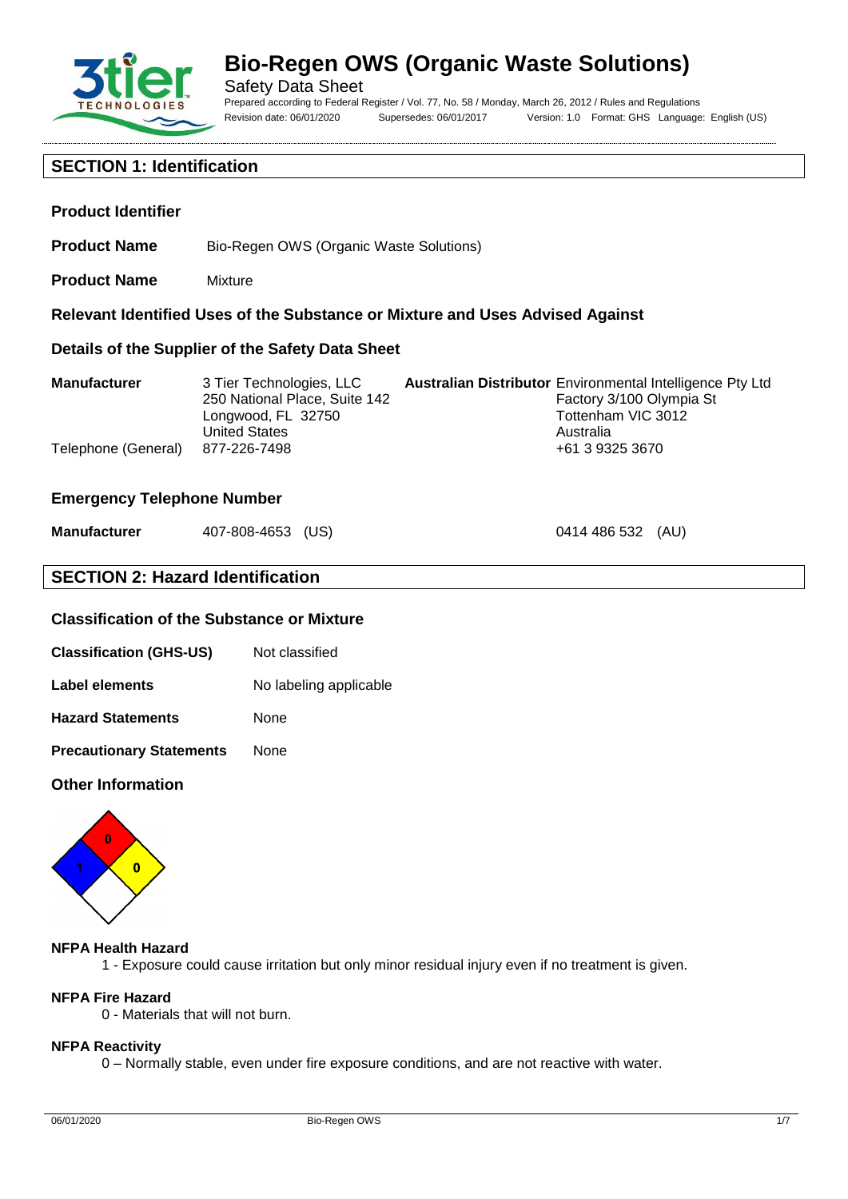# Bio-Regen OWS (Organic Waste Solutions)

Safety Data Sheet

Prepared according to Federal Register / Vol. 77, No. 58 / Monday, March 26, 2012 / Rules and Regulations

Revision date: 06/01/2020 Supersedes: 06/01/2017 Version: 1.0 Format: GHS Language: English (US)

## SECTION 1: Identification

### Product Identifier

**Product Name** Bio-Regen OWS (Organic Waste Solutions)

**Product Name** Mixture

### Relevant Identified Uses of the Substance or Mixture and Uses Advised Against

### Details of the Supplier of the Safety Data Sheet

**Manufacturer**
3 Tier Technologies, LLC
250 National Place, Suite 142
Longwood, FL 32750
United States

Telephone (General) 877-226-7498

**Australian Distributor**
Environmental Intelligence Pty Ltd
Factory 3/100 Olympia St
Tottenham VIC 3012
Australia
+61 3 9325 3670

### Emergency Telephone Number

**Manufacturer** 407-808-4653 (US)

0414 486 532 (AU)

## SECTION 2: Hazard Identification

### Classification of the Substance or Mixture

**Classification (GHS-US)** Not classified

**Label elements** No labeling applicable

**Hazard Statements** None

**Precautionary Statements** None

### Other Information

NFPA diamond: Health 1, Fire 0, Reactivity 0

**NFPA Health Hazard**

1 - Exposure could cause irritation but only minor residual injury even if no treatment is given.

**NFPA Fire Hazard**

0 - Materials that will not burn.

**NFPA Reactivity**

0 – Normally stable, even under fire exposure conditions, and are not reactive with water.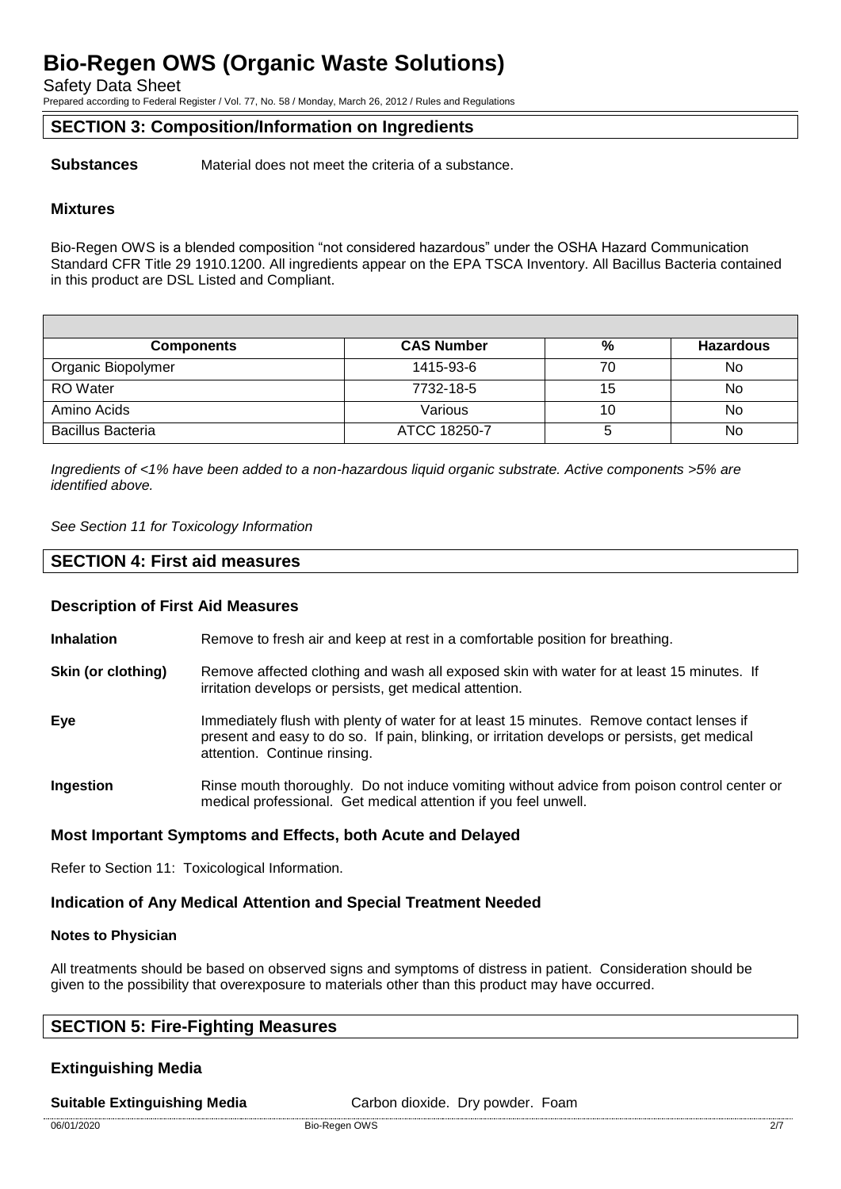## SECTION 3: Composition/Information on Ingredients

**Substances** Material does not meet the criteria of a substance.

### Mixtures

Bio-Regen OWS is a blended composition "not considered hazardous" under the OSHA Hazard Communication Standard CFR Title 29 1910.1200. All ingredients appear on the EPA TSCA Inventory. All Bacillus Bacteria contained in this product are DSL Listed and Compliant.

| Components | CAS Number | % | Hazardous |
|---|---|---|---|
| Organic Biopolymer | 1415-93-6 | 70 | No |
| RO Water | 7732-18-5 | 15 | No |
| Amino Acids | Various | 10 | No |
| Bacillus Bacteria | ATCC 18250-7 | 5 | No |

*Ingredients of <1% have been added to a non-hazardous liquid organic substrate. Active components >5% are identified above.*

*See Section 11 for Toxicology Information*

## SECTION 4: First aid measures

### Description of First Aid Measures

**Inhalation** Remove to fresh air and keep at rest in a comfortable position for breathing.

**Skin (or clothing)** Remove affected clothing and wash all exposed skin with water for at least 15 minutes. If irritation develops or persists, get medical attention.

**Eye** Immediately flush with plenty of water for at least 15 minutes. Remove contact lenses if present and easy to do so. If pain, blinking, or irritation develops or persists, get medical attention. Continue rinsing.

**Ingestion** Rinse mouth thoroughly. Do not induce vomiting without advice from poison control center or medical professional. Get medical attention if you feel unwell.

### Most Important Symptoms and Effects, both Acute and Delayed

Refer to Section 11: Toxicological Information.

### Indication of Any Medical Attention and Special Treatment Needed

#### Notes to Physician

All treatments should be based on observed signs and symptoms of distress in patient. Consideration should be given to the possibility that overexposure to materials other than this product may have occurred.

## SECTION 5: Fire-Fighting Measures

### Extinguishing Media

**Suitable Extinguishing Media** Carbon dioxide. Dry powder. Foam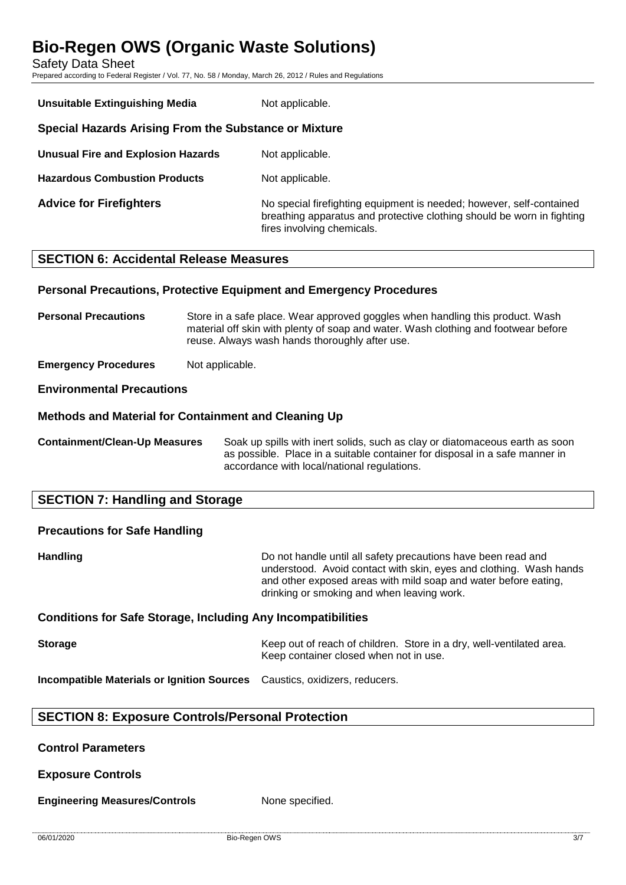**Unsuitable Extinguishing Media** Not applicable.

### Special Hazards Arising From the Substance or Mixture

**Unusual Fire and Explosion Hazards** Not applicable.

**Hazardous Combustion Products** Not applicable.

**Advice for Firefighters** No special firefighting equipment is needed; however, self-contained breathing apparatus and protective clothing should be worn in fighting fires involving chemicals.

## SECTION 6: Accidental Release Measures

### Personal Precautions, Protective Equipment and Emergency Procedures

**Personal Precautions** Store in a safe place. Wear approved goggles when handling this product. Wash material off skin with plenty of soap and water. Wash clothing and footwear before reuse. Always wash hands thoroughly after use.

**Emergency Procedures** Not applicable.

### Environmental Precautions

### Methods and Material for Containment and Cleaning Up

**Containment/Clean-Up Measures** Soak up spills with inert solids, such as clay or diatomaceous earth as soon as possible. Place in a suitable container for disposal in a safe manner in accordance with local/national regulations.

## SECTION 7: Handling and Storage

### Precautions for Safe Handling

**Handling** Do not handle until all safety precautions have been read and understood. Avoid contact with skin, eyes and clothing. Wash hands and other exposed areas with mild soap and water before eating, drinking or smoking and when leaving work.

### Conditions for Safe Storage, Including Any Incompatibilities

**Storage** Keep out of reach of children. Store in a dry, well-ventilated area. Keep container closed when not in use.

**Incompatible Materials or Ignition Sources** Caustics, oxidizers, reducers.

## SECTION 8: Exposure Controls/Personal Protection

### Control Parameters

### Exposure Controls

**Engineering Measures/Controls** None specified.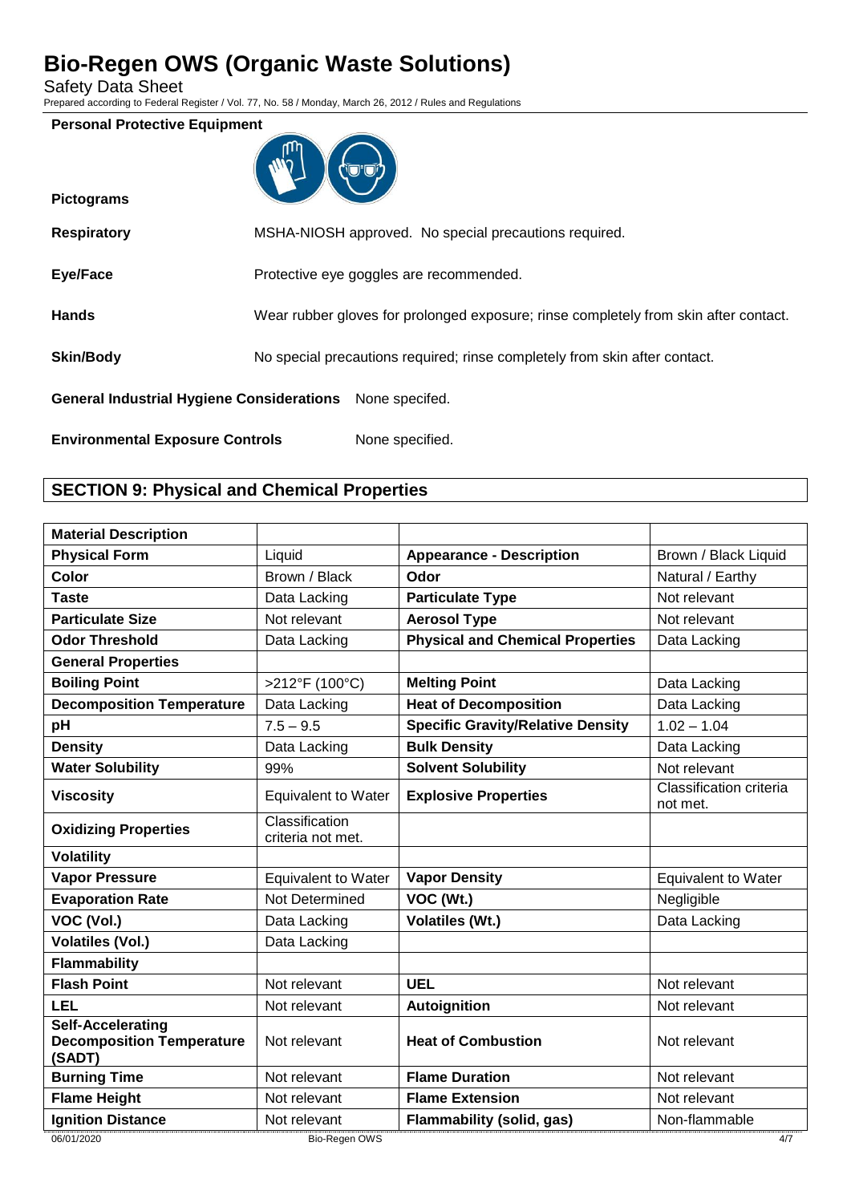**Personal Protective Equipment**

**Pictograms**

**Respiratory** MSHA-NIOSH approved. No special precautions required.

**Eye/Face** Protective eye goggles are recommended.

**Hands** Wear rubber gloves for prolonged exposure; rinse completely from skin after contact.

**Skin/Body** No special precautions required; rinse completely from skin after contact.

**General Industrial Hygiene Considerations** None specifed.

**Environmental Exposure Controls** None specified.

## SECTION 9: Physical and Chemical Properties

| **Material Description** | | | |
|---|---|---|---|
| **Physical Form** | Liquid | **Appearance - Description** | Brown / Black Liquid |
| **Color** | Brown / Black | **Odor** | Natural / Earthy |
| **Taste** | Data Lacking | **Particulate Type** | Not relevant |
| **Particulate Size** | Not relevant | **Aerosol Type** | Not relevant |
| **Odor Threshold** | Data Lacking | **Physical and Chemical Properties** | Data Lacking |
| **General Properties** | | | |
| **Boiling Point** | >212°F (100°C) | **Melting Point** | Data Lacking |
| **Decomposition Temperature** | Data Lacking | **Heat of Decomposition** | Data Lacking |
| **pH** | 7.5 – 9.5 | **Specific Gravity/Relative Density** | 1.02 – 1.04 |
| **Density** | Data Lacking | **Bulk Density** | Data Lacking |
| **Water Solubility** | 99% | **Solvent Solubility** | Not relevant |
| **Viscosity** | Equivalent to Water | **Explosive Properties** | Classification criteria not met. |
| **Oxidizing Properties** | Classification criteria not met. | | |
| **Volatility** | | | |
| **Vapor Pressure** | Equivalent to Water | **Vapor Density** | Equivalent to Water |
| **Evaporation Rate** | Not Determined | **VOC (Wt.)** | Negligible |
| **VOC (Vol.)** | Data Lacking | **Volatiles (Wt.)** | Data Lacking |
| **Volatiles (Vol.)** | Data Lacking | | |
| **Flammability** | | | |
| **Flash Point** | Not relevant | **UEL** | Not relevant |
| **LEL** | Not relevant | **Autoignition** | Not relevant |
| **Self-Accelerating Decomposition Temperature (SADT)** | Not relevant | **Heat of Combustion** | Not relevant |
| **Burning Time** | Not relevant | **Flame Duration** | Not relevant |
| **Flame Height** | Not relevant | **Flame Extension** | Not relevant |
| **Ignition Distance** | Not relevant | **Flammability (solid, gas)** | Non-flammable |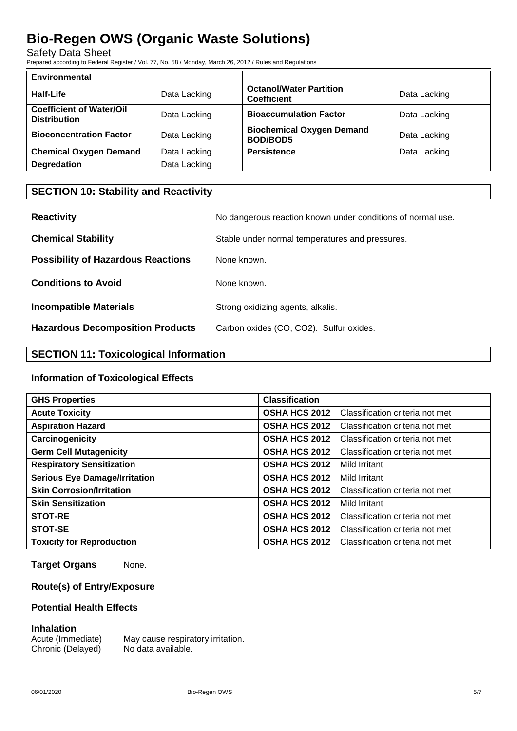| Environmental | | | |
|---|---|---|---|
| **Half-Life** | Data Lacking | **Octanol/Water Partition Coefficient** | Data Lacking |
| **Coefficient of Water/Oil Distribution** | Data Lacking | **Bioaccumulation Factor** | Data Lacking |
| **Bioconcentration Factor** | Data Lacking | **Biochemical Oxygen Demand BOD/BOD5** | Data Lacking |
| **Chemical Oxygen Demand** | Data Lacking | **Persistence** | Data Lacking |
| **Degredation** | Data Lacking | | |

## SECTION 10: Stability and Reactivity

**Reactivity** No dangerous reaction known under conditions of normal use.

**Chemical Stability** Stable under normal temperatures and pressures.

**Possibility of Hazardous Reactions** None known.

**Conditions to Avoid** None known.

**Incompatible Materials** Strong oxidizing agents, alkalis.

**Hazardous Decomposition Products** Carbon oxides (CO, $CO_2$). Sulfur oxides.

## SECTION 11: Toxicological Information

### Information of Toxicological Effects

| GHS Properties | Classification | |
|---|---|---|
| **Acute Toxicity** | **OSHA HCS 2012** | Classification criteria not met |
| **Aspiration Hazard** | **OSHA HCS 2012** | Classification criteria not met |
| **Carcinogenicity** | **OSHA HCS 2012** | Classification criteria not met |
| **Germ Cell Mutagenicity** | **OSHA HCS 2012** | Classification criteria not met |
| **Respiratory Sensitization** | **OSHA HCS 2012** | Mild Irritant |
| **Serious Eye Damage/Irritation** | **OSHA HCS 2012** | Mild Irritant |
| **Skin Corrosion/Irritation** | **OSHA HCS 2012** | Classification criteria not met |
| **Skin Sensitization** | **OSHA HCS 2012** | Mild Irritant |
| **STOT-RE** | **OSHA HCS 2012** | Classification criteria not met |
| **STOT-SE** | **OSHA HCS 2012** | Classification criteria not met |
| **Toxicity for Reproduction** | **OSHA HCS 2012** | Classification criteria not met |

**Target Organs** None.

### Route(s) of Entry/Exposure

### Potential Health Effects

#### Inhalation

Acute (Immediate) May cause respiratory irritation.
Chronic (Delayed) No data available.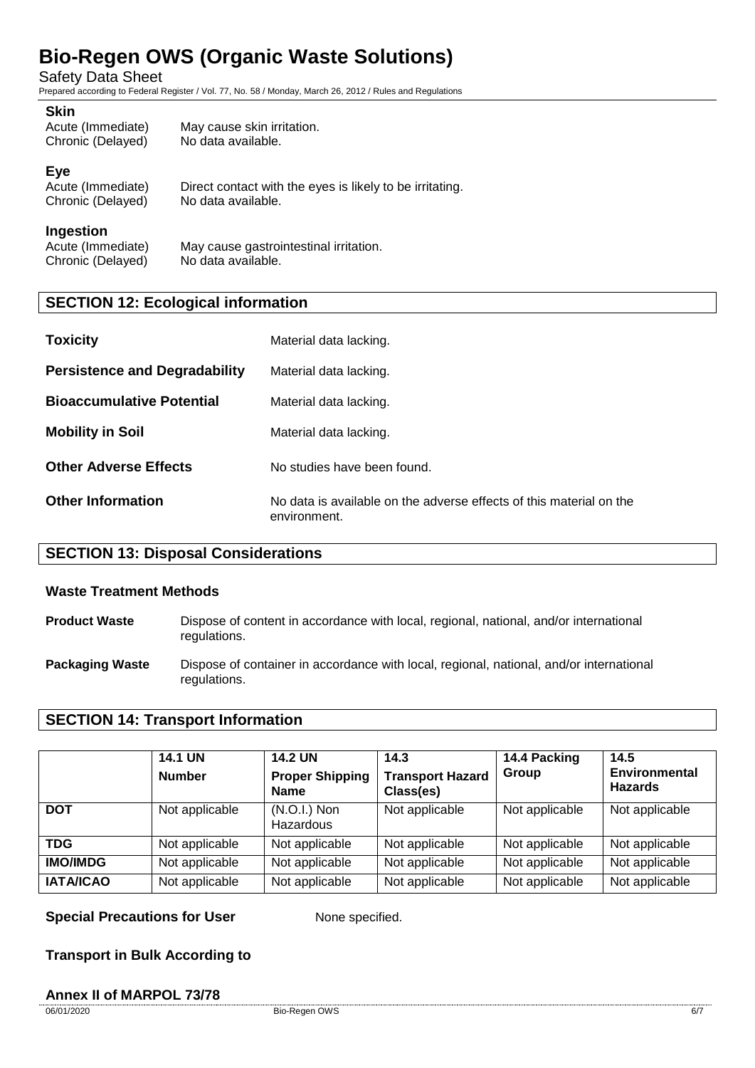**Skin**

Acute (Immediate) May cause skin irritation.
Chronic (Delayed) No data available.

**Eye**

Acute (Immediate) Direct contact with the eyes is likely to be irritating.
Chronic (Delayed) No data available.

**Ingestion**

Acute (Immediate) May cause gastrointestinal irritation.
Chronic (Delayed) No data available.

## SECTION 12: Ecological information

**Toxicity** Material data lacking.

**Persistence and Degradability** Material data lacking.

**Bioaccumulative Potential** Material data lacking.

**Mobility in Soil** Material data lacking.

**Other Adverse Effects** No studies have been found.

**Other Information** No data is available on the adverse effects of this material on the environment.

## SECTION 13: Disposal Considerations

### Waste Treatment Methods

**Product Waste** Dispose of content in accordance with local, regional, national, and/or international regulations.

**Packaging Waste** Dispose of container in accordance with local, regional, national, and/or international regulations.

## SECTION 14: Transport Information

| | 14.1 UN Number | 14.2 UN Proper Shipping Name | 14.3 Transport Hazard Class(es) | 14.4 Packing Group | 14.5 Environmental Hazards |
|---|---|---|---|---|---|
| **DOT** | Not applicable | (N.O.I.) Non Hazardous | Not applicable | Not applicable | Not applicable |
| **TDG** | Not applicable | Not applicable | Not applicable | Not applicable | Not applicable |
| **IMO/IMDG** | Not applicable | Not applicable | Not applicable | Not applicable | Not applicable |
| **IATA/ICAO** | Not applicable | Not applicable | Not applicable | Not applicable | Not applicable |

**Special Precautions for User** None specified.

**Transport in Bulk According to**

**Annex II of MARPOL 73/78**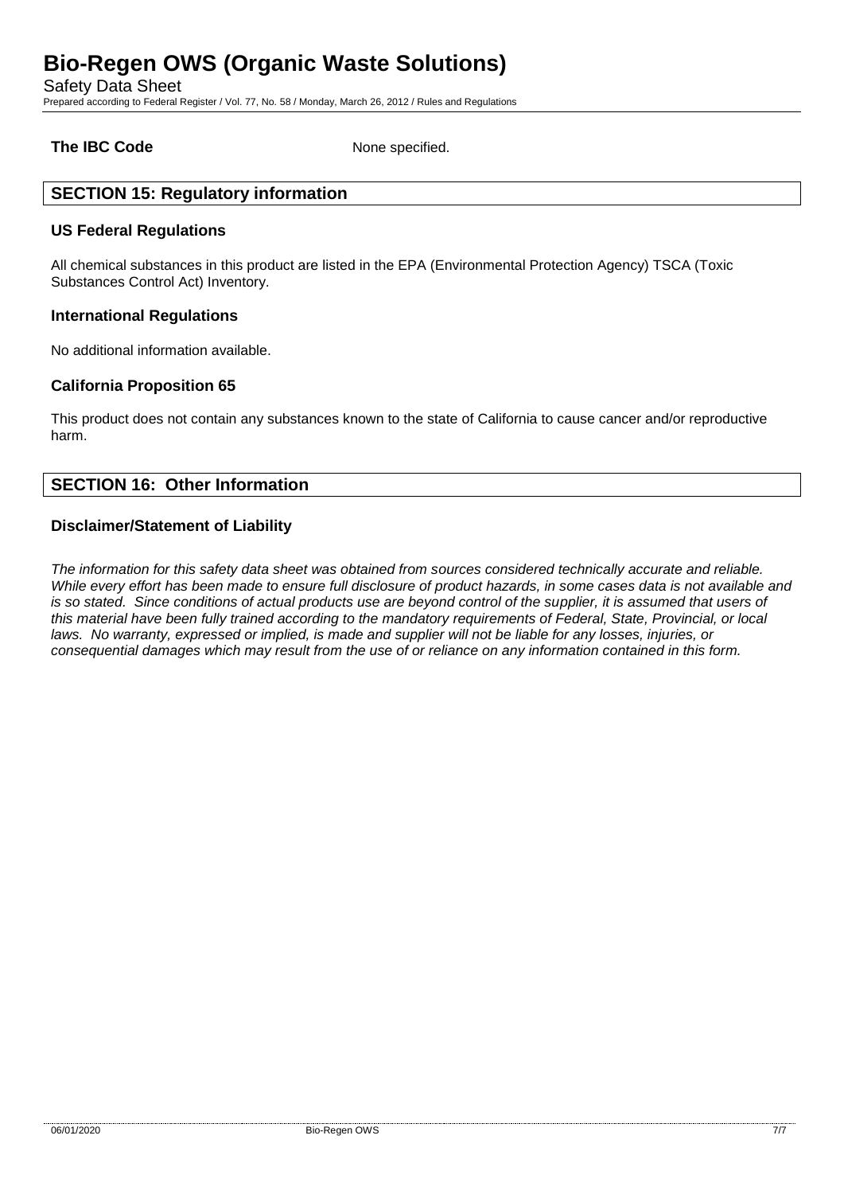**The IBC Code** None specified.

## SECTION 15: Regulatory information

### US Federal Regulations

All chemical substances in this product are listed in the EPA (Environmental Protection Agency) TSCA (Toxic Substances Control Act) Inventory.

### International Regulations

No additional information available.

### California Proposition 65

This product does not contain any substances known to the state of California to cause cancer and/or reproductive harm.

## SECTION 16: Other Information

### Disclaimer/Statement of Liability

*The information for this safety data sheet was obtained from sources considered technically accurate and reliable. While every effort has been made to ensure full disclosure of product hazards, in some cases data is not available and is so stated. Since conditions of actual products use are beyond control of the supplier, it is assumed that users of this material have been fully trained according to the mandatory requirements of Federal, State, Provincial, or local laws. No warranty, expressed or implied, is made and supplier will not be liable for any losses, injuries, or consequential damages which may result from the use of or reliance on any information contained in this form.*